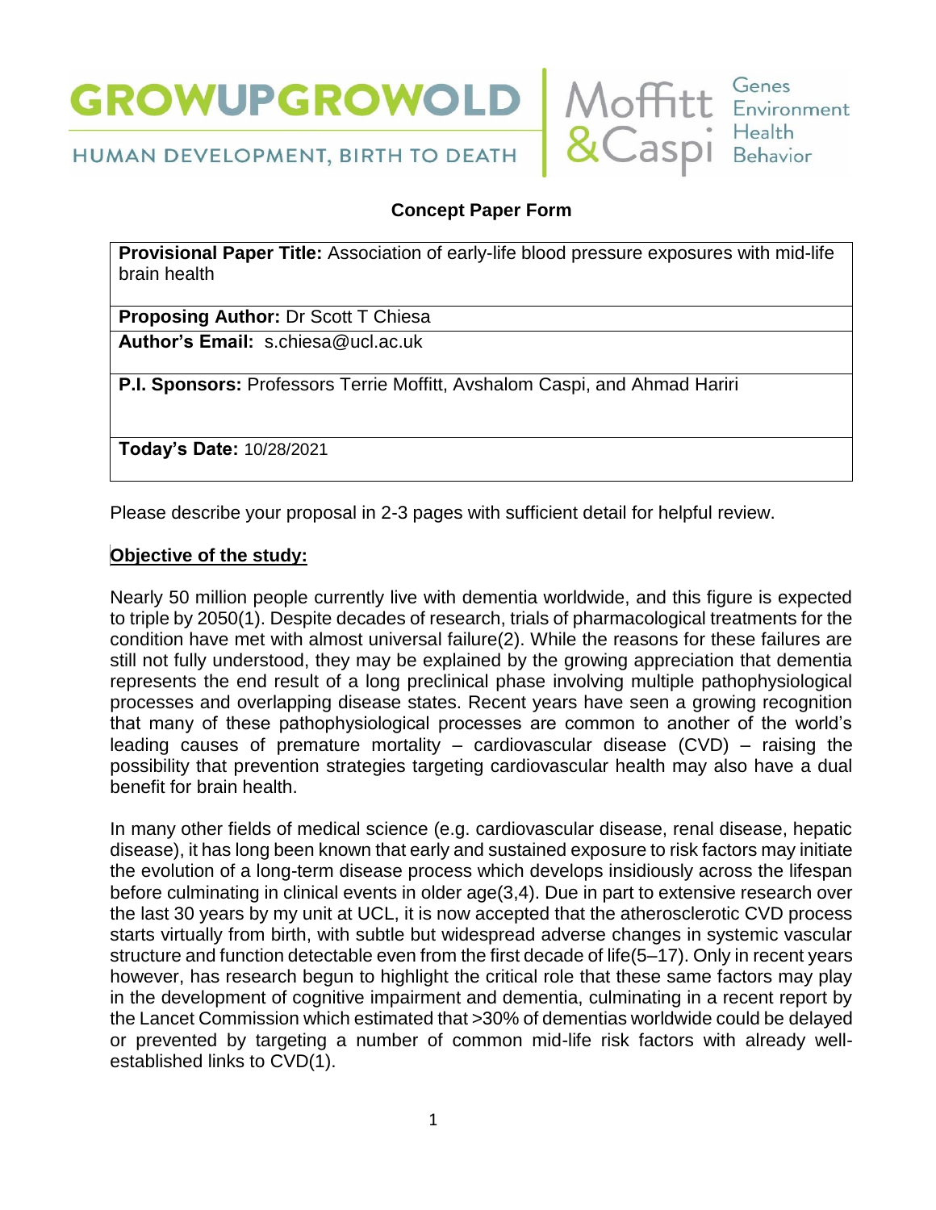GROWUPGROWOLD

HUMAN DEVELOPMENT, BIRTH TO DEATH

Moffitt & Caspi — Genes Environment Health Behavior

## Concept Paper Form

| **Provisional Paper Title:** Association of early-life blood pressure exposures with mid-life brain health |
|---|
| **Proposing Author:** Dr Scott T Chiesa |
| **Author's Email:** s.chiesa@ucl.ac.uk |
| **P.I. Sponsors:** Professors Terrie Moffitt, Avshalom Caspi, and Ahmad Hariri |
| **Today's Date:** 10/28/2021 |

Please describe your proposal in 2-3 pages with sufficient detail for helpful review.

### Objective of the study:

Nearly 50 million people currently live with dementia worldwide, and this figure is expected to triple by 2050(1). Despite decades of research, trials of pharmacological treatments for the condition have met with almost universal failure(2). While the reasons for these failures are still not fully understood, they may be explained by the growing appreciation that dementia represents the end result of a long preclinical phase involving multiple pathophysiological processes and overlapping disease states. Recent years have seen a growing recognition that many of these pathophysiological processes are common to another of the world's leading causes of premature mortality – cardiovascular disease (CVD) – raising the possibility that prevention strategies targeting cardiovascular health may also have a dual benefit for brain health.

In many other fields of medical science (e.g. cardiovascular disease, renal disease, hepatic disease), it has long been known that early and sustained exposure to risk factors may initiate the evolution of a long-term disease process which develops insidiously across the lifespan before culminating in clinical events in older age(3,4). Due in part to extensive research over the last 30 years by my unit at UCL, it is now accepted that the atherosclerotic CVD process starts virtually from birth, with subtle but widespread adverse changes in systemic vascular structure and function detectable even from the first decade of life(5–17). Only in recent years however, has research begun to highlight the critical role that these same factors may play in the development of cognitive impairment and dementia, culminating in a recent report by the Lancet Commission which estimated that >30% of dementias worldwide could be delayed or prevented by targeting a number of common mid-life risk factors with already well-established links to CVD(1).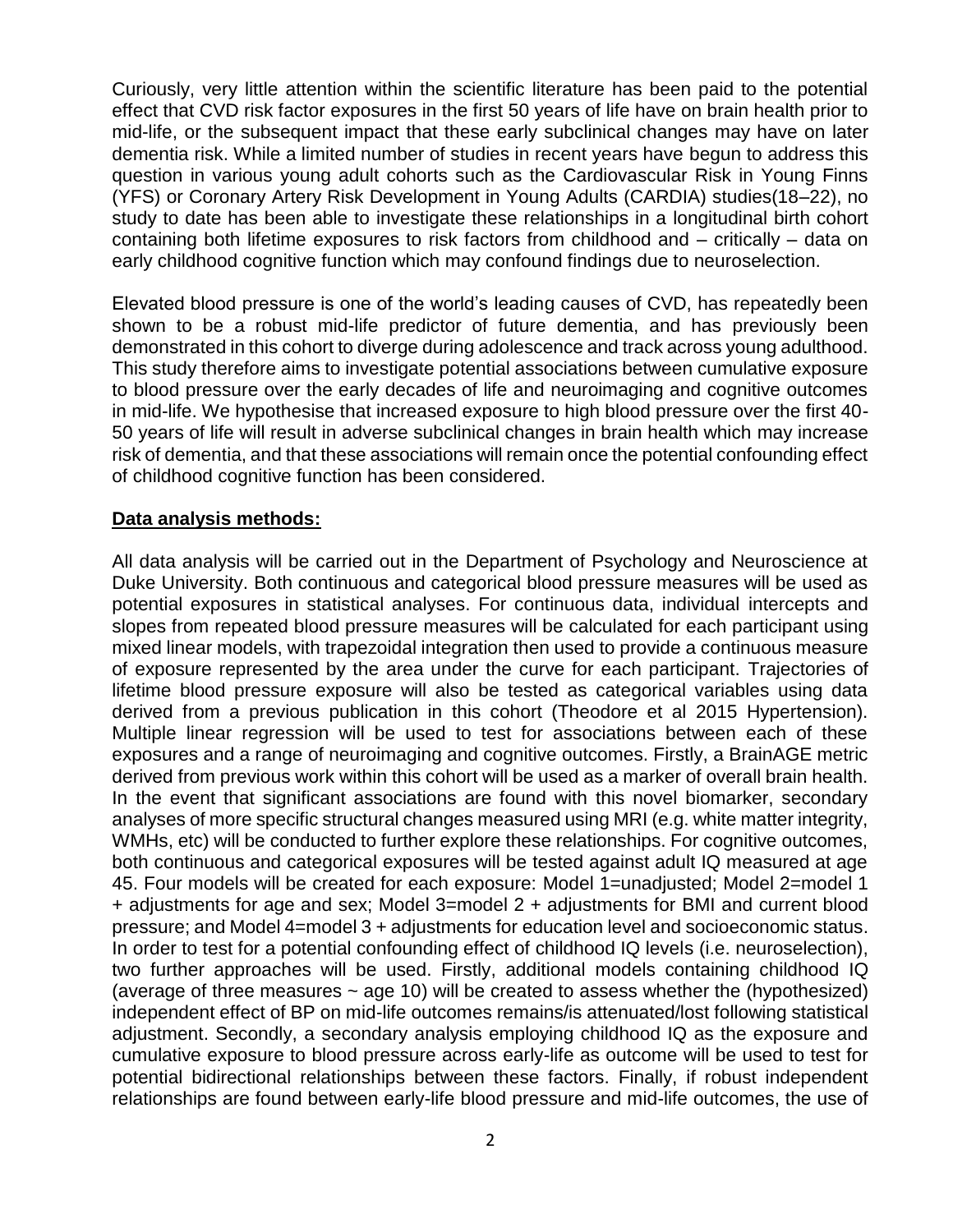Curiously, very little attention within the scientific literature has been paid to the potential effect that CVD risk factor exposures in the first 50 years of life have on brain health prior to mid-life, or the subsequent impact that these early subclinical changes may have on later dementia risk. While a limited number of studies in recent years have begun to address this question in various young adult cohorts such as the Cardiovascular Risk in Young Finns (YFS) or Coronary Artery Risk Development in Young Adults (CARDIA) studies(18–22), no study to date has been able to investigate these relationships in a longitudinal birth cohort containing both lifetime exposures to risk factors from childhood and – critically – data on early childhood cognitive function which may confound findings due to neuroselection.

Elevated blood pressure is one of the world's leading causes of CVD, has repeatedly been shown to be a robust mid-life predictor of future dementia, and has previously been demonstrated in this cohort to diverge during adolescence and track across young adulthood. This study therefore aims to investigate potential associations between cumulative exposure to blood pressure over the early decades of life and neuroimaging and cognitive outcomes in mid-life. We hypothesise that increased exposure to high blood pressure over the first 40-50 years of life will result in adverse subclinical changes in brain health which may increase risk of dementia, and that these associations will remain once the potential confounding effect of childhood cognitive function has been considered.

**Data analysis methods:**

All data analysis will be carried out in the Department of Psychology and Neuroscience at Duke University. Both continuous and categorical blood pressure measures will be used as potential exposures in statistical analyses. For continuous data, individual intercepts and slopes from repeated blood pressure measures will be calculated for each participant using mixed linear models, with trapezoidal integration then used to provide a continuous measure of exposure represented by the area under the curve for each participant. Trajectories of lifetime blood pressure exposure will also be tested as categorical variables using data derived from a previous publication in this cohort (Theodore et al 2015 Hypertension). Multiple linear regression will be used to test for associations between each of these exposures and a range of neuroimaging and cognitive outcomes. Firstly, a BrainAGE metric derived from previous work within this cohort will be used as a marker of overall brain health. In the event that significant associations are found with this novel biomarker, secondary analyses of more specific structural changes measured using MRI (e.g. white matter integrity, WMHs, etc) will be conducted to further explore these relationships. For cognitive outcomes, both continuous and categorical exposures will be tested against adult IQ measured at age 45. Four models will be created for each exposure: Model 1=unadjusted; Model 2=model 1 + adjustments for age and sex; Model 3=model 2 + adjustments for BMI and current blood pressure; and Model 4=model 3 + adjustments for education level and socioeconomic status. In order to test for a potential confounding effect of childhood IQ levels (i.e. neuroselection), two further approaches will be used. Firstly, additional models containing childhood IQ (average of three measures ~ age 10) will be created to assess whether the (hypothesized) independent effect of BP on mid-life outcomes remains/is attenuated/lost following statistical adjustment. Secondly, a secondary analysis employing childhood IQ as the exposure and cumulative exposure to blood pressure across early-life as outcome will be used to test for potential bidirectional relationships between these factors. Finally, if robust independent relationships are found between early-life blood pressure and mid-life outcomes, the use of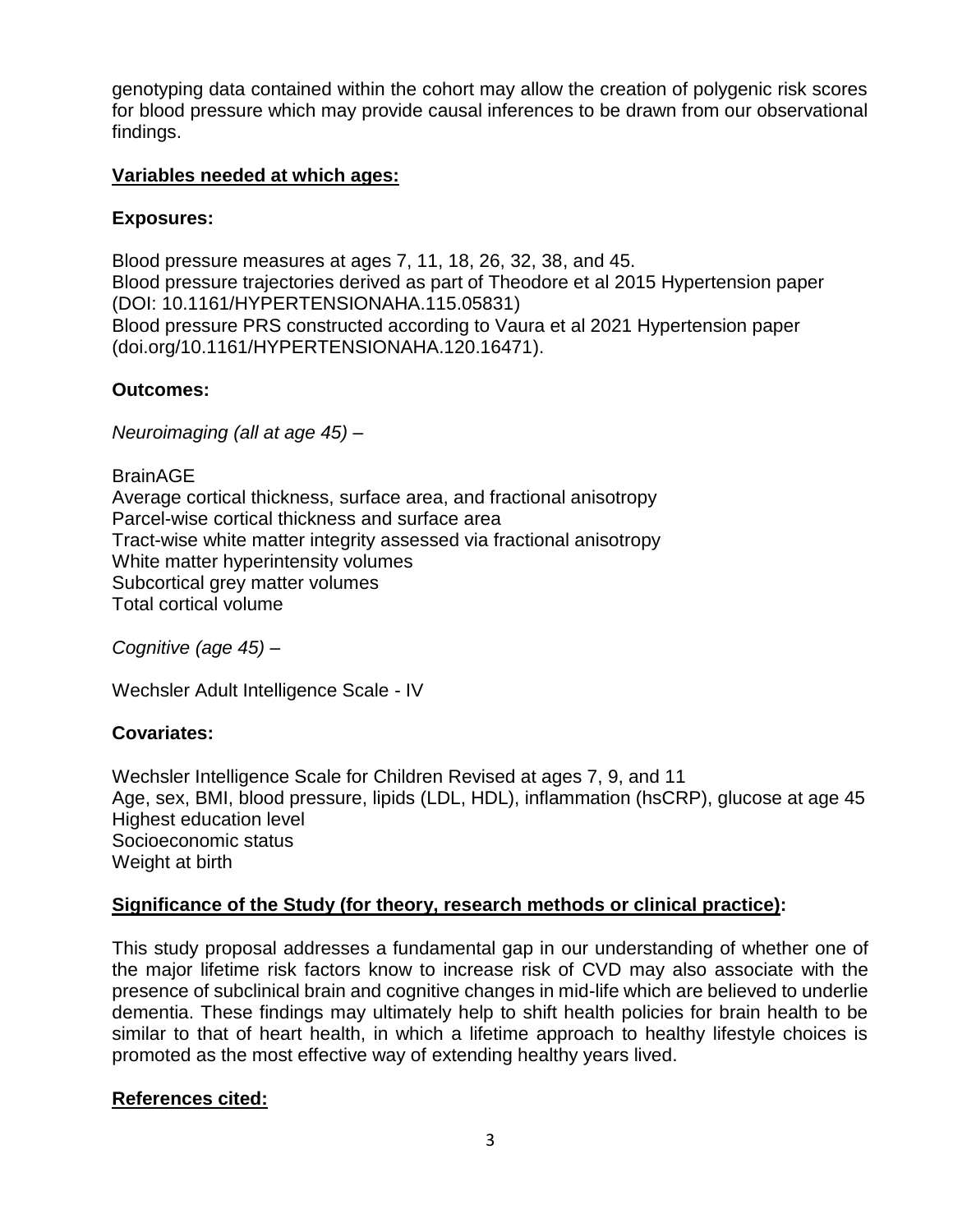genotyping data contained within the cohort may allow the creation of polygenic risk scores for blood pressure which may provide causal inferences to be drawn from our observational findings.

## Variables needed at which ages:

### Exposures:

Blood pressure measures at ages 7, 11, 18, 26, 32, 38, and 45.
Blood pressure trajectories derived as part of Theodore et al 2015 Hypertension paper (DOI: 10.1161/HYPERTENSIONAHA.115.05831)
Blood pressure PRS constructed according to Vaura et al 2021 Hypertension paper (doi.org/10.1161/HYPERTENSIONAHA.120.16471).

### Outcomes:

*Neuroimaging (all at age 45)* –

BrainAGE
Average cortical thickness, surface area, and fractional anisotropy
Parcel-wise cortical thickness and surface area
Tract-wise white matter integrity assessed via fractional anisotropy
White matter hyperintensity volumes
Subcortical grey matter volumes
Total cortical volume

*Cognitive (age 45)* –

Wechsler Adult Intelligence Scale - IV

### Covariates:

Wechsler Intelligence Scale for Children Revised at ages 7, 9, and 11
Age, sex, BMI, blood pressure, lipids (LDL, HDL), inflammation (hsCRP), glucose at age 45
Highest education level
Socioeconomic status
Weight at birth

## Significance of the Study (for theory, research methods or clinical practice):

This study proposal addresses a fundamental gap in our understanding of whether one of the major lifetime risk factors know to increase risk of CVD may also associate with the presence of subclinical brain and cognitive changes in mid-life which are believed to underlie dementia. These findings may ultimately help to shift health policies for brain health to be similar to that of heart health, in which a lifetime approach to healthy lifestyle choices is promoted as the most effective way of extending healthy years lived.

## References cited: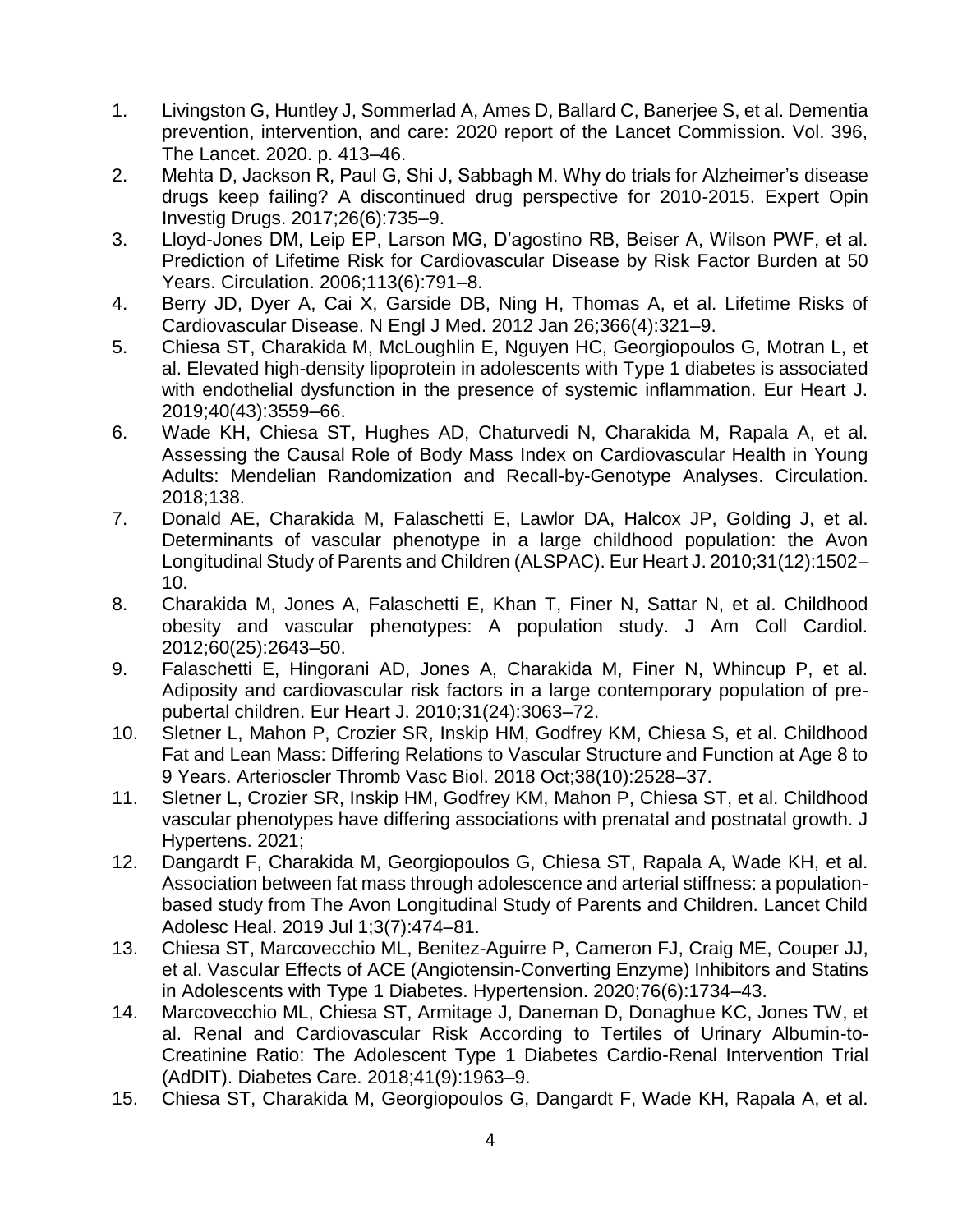1. Livingston G, Huntley J, Sommerlad A, Ames D, Ballard C, Banerjee S, et al. Dementia prevention, intervention, and care: 2020 report of the Lancet Commission. Vol. 396, The Lancet. 2020. p. 413–46.
2. Mehta D, Jackson R, Paul G, Shi J, Sabbagh M. Why do trials for Alzheimer's disease drugs keep failing? A discontinued drug perspective for 2010-2015. Expert Opin Investig Drugs. 2017;26(6):735–9.
3. Lloyd-Jones DM, Leip EP, Larson MG, D'agostino RB, Beiser A, Wilson PWF, et al. Prediction of Lifetime Risk for Cardiovascular Disease by Risk Factor Burden at 50 Years. Circulation. 2006;113(6):791–8.
4. Berry JD, Dyer A, Cai X, Garside DB, Ning H, Thomas A, et al. Lifetime Risks of Cardiovascular Disease. N Engl J Med. 2012 Jan 26;366(4):321–9.
5. Chiesa ST, Charakida M, McLoughlin E, Nguyen HC, Georgiopoulos G, Motran L, et al. Elevated high-density lipoprotein in adolescents with Type 1 diabetes is associated with endothelial dysfunction in the presence of systemic inflammation. Eur Heart J. 2019;40(43):3559–66.
6. Wade KH, Chiesa ST, Hughes AD, Chaturvedi N, Charakida M, Rapala A, et al. Assessing the Causal Role of Body Mass Index on Cardiovascular Health in Young Adults: Mendelian Randomization and Recall-by-Genotype Analyses. Circulation. 2018;138.
7. Donald AE, Charakida M, Falaschetti E, Lawlor DA, Halcox JP, Golding J, et al. Determinants of vascular phenotype in a large childhood population: the Avon Longitudinal Study of Parents and Children (ALSPAC). Eur Heart J. 2010;31(12):1502–10.
8. Charakida M, Jones A, Falaschetti E, Khan T, Finer N, Sattar N, et al. Childhood obesity and vascular phenotypes: A population study. J Am Coll Cardiol. 2012;60(25):2643–50.
9. Falaschetti E, Hingorani AD, Jones A, Charakida M, Finer N, Whincup P, et al. Adiposity and cardiovascular risk factors in a large contemporary population of pre-pubertal children. Eur Heart J. 2010;31(24):3063–72.
10. Sletner L, Mahon P, Crozier SR, Inskip HM, Godfrey KM, Chiesa S, et al. Childhood Fat and Lean Mass: Differing Relations to Vascular Structure and Function at Age 8 to 9 Years. Arterioscler Thromb Vasc Biol. 2018 Oct;38(10):2528–37.
11. Sletner L, Crozier SR, Inskip HM, Godfrey KM, Mahon P, Chiesa ST, et al. Childhood vascular phenotypes have differing associations with prenatal and postnatal growth. J Hypertens. 2021;
12. Dangardt F, Charakida M, Georgiopoulos G, Chiesa ST, Rapala A, Wade KH, et al. Association between fat mass through adolescence and arterial stiffness: a population-based study from The Avon Longitudinal Study of Parents and Children. Lancet Child Adolesc Heal. 2019 Jul 1;3(7):474–81.
13. Chiesa ST, Marcovecchio ML, Benitez-Aguirre P, Cameron FJ, Craig ME, Couper JJ, et al. Vascular Effects of ACE (Angiotensin-Converting Enzyme) Inhibitors and Statins in Adolescents with Type 1 Diabetes. Hypertension. 2020;76(6):1734–43.
14. Marcovecchio ML, Chiesa ST, Armitage J, Daneman D, Donaghue KC, Jones TW, et al. Renal and Cardiovascular Risk According to Tertiles of Urinary Albumin-to-Creatinine Ratio: The Adolescent Type 1 Diabetes Cardio-Renal Intervention Trial (AdDIT). Diabetes Care. 2018;41(9):1963–9.
15. Chiesa ST, Charakida M, Georgiopoulos G, Dangardt F, Wade KH, Rapala A, et al.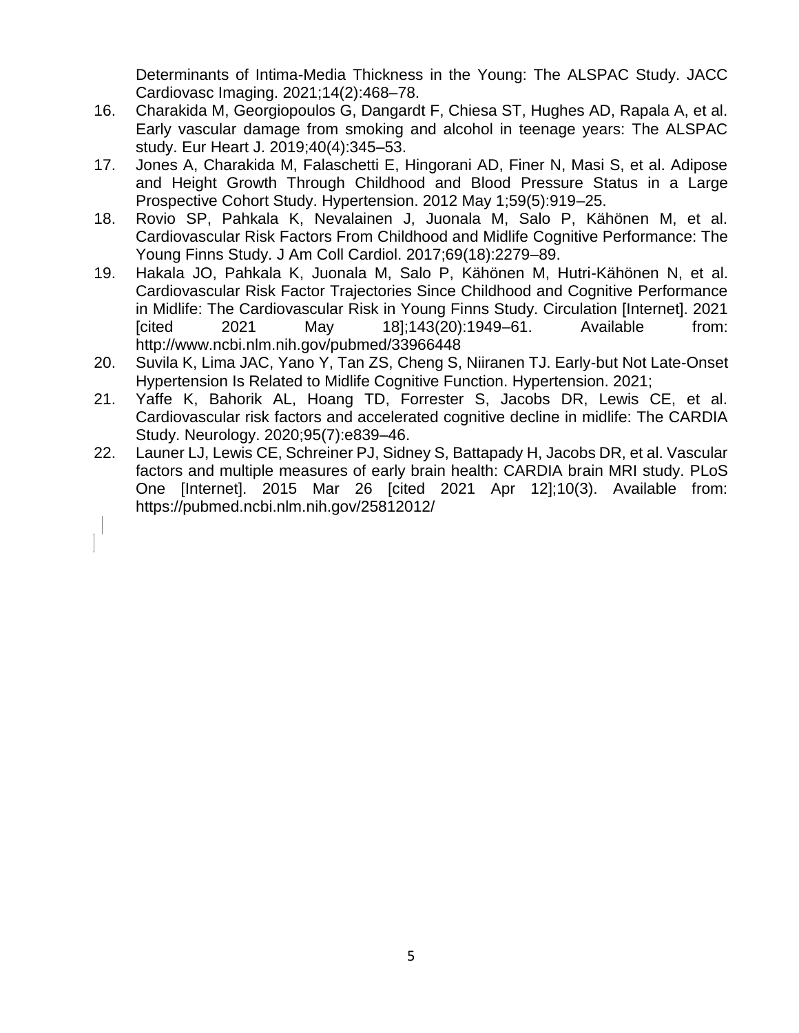Determinants of Intima-Media Thickness in the Young: The ALSPAC Study. JACC Cardiovasc Imaging. 2021;14(2):468–78.

16. Charakida M, Georgiopoulos G, Dangardt F, Chiesa ST, Hughes AD, Rapala A, et al. Early vascular damage from smoking and alcohol in teenage years: The ALSPAC study. Eur Heart J. 2019;40(4):345–53.
17. Jones A, Charakida M, Falaschetti E, Hingorani AD, Finer N, Masi S, et al. Adipose and Height Growth Through Childhood and Blood Pressure Status in a Large Prospective Cohort Study. Hypertension. 2012 May 1;59(5):919–25.
18. Rovio SP, Pahkala K, Nevalainen J, Juonala M, Salo P, Kähönen M, et al. Cardiovascular Risk Factors From Childhood and Midlife Cognitive Performance: The Young Finns Study. J Am Coll Cardiol. 2017;69(18):2279–89.
19. Hakala JO, Pahkala K, Juonala M, Salo P, Kähönen M, Hutri-Kähönen N, et al. Cardiovascular Risk Factor Trajectories Since Childhood and Cognitive Performance in Midlife: The Cardiovascular Risk in Young Finns Study. Circulation [Internet]. 2021 [cited 2021 May 18];143(20):1949–61. Available from: http://www.ncbi.nlm.nih.gov/pubmed/33966448
20. Suvila K, Lima JAC, Yano Y, Tan ZS, Cheng S, Niiranen TJ. Early-but Not Late-Onset Hypertension Is Related to Midlife Cognitive Function. Hypertension. 2021;
21. Yaffe K, Bahorik AL, Hoang TD, Forrester S, Jacobs DR, Lewis CE, et al. Cardiovascular risk factors and accelerated cognitive decline in midlife: The CARDIA Study. Neurology. 2020;95(7):e839–46.
22. Launer LJ, Lewis CE, Schreiner PJ, Sidney S, Battapady H, Jacobs DR, et al. Vascular factors and multiple measures of early brain health: CARDIA brain MRI study. PLoS One [Internet]. 2015 Mar 26 [cited 2021 Apr 12];10(3). Available from: https://pubmed.ncbi.nlm.nih.gov/25812012/